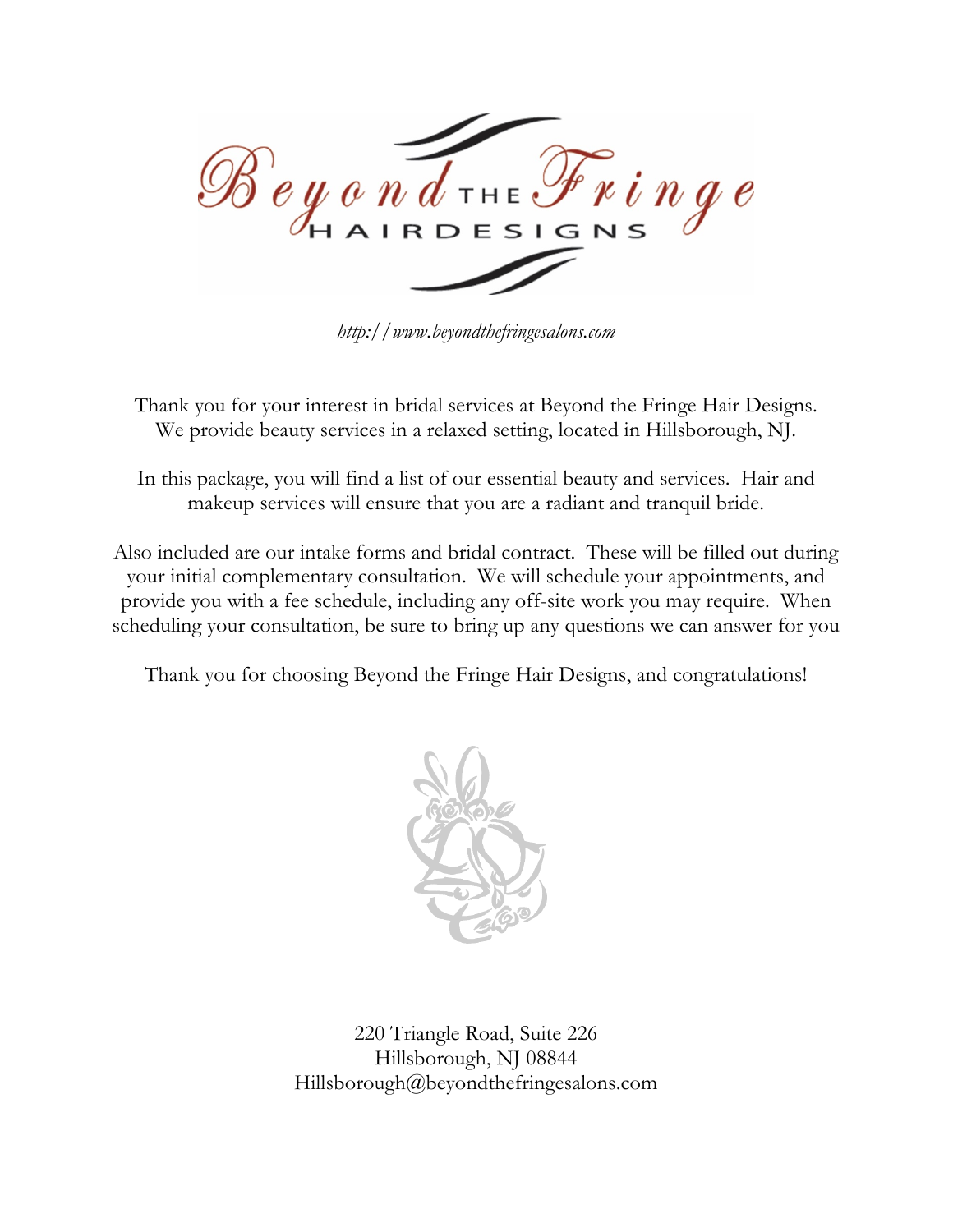# Beyond the Fringe Hair Designs

*http://www.beyondthefringesalons.com*

Thank you for your interest in bridal services at Beyond the Fringe Hair Designs. We provide beauty services in a relaxed setting, located in Hillsborough, NJ.

In this package, you will find a list of our essential beauty and services. Hair and makeup services will ensure that you are a radiant and tranquil bride.

Also included are our intake forms and bridal contract. These will be filled out during your initial complementary consultation. We will schedule your appointments, and provide you with a fee schedule, including any off-site work you may require. When scheduling your consultation, be sure to bring up any questions we can answer for you

Thank you for choosing Beyond the Fringe Hair Designs, and congratulations!

220 Triangle Road, Suite 226
Hillsborough, NJ 08844
Hillsborough@beyondthefringesalons.com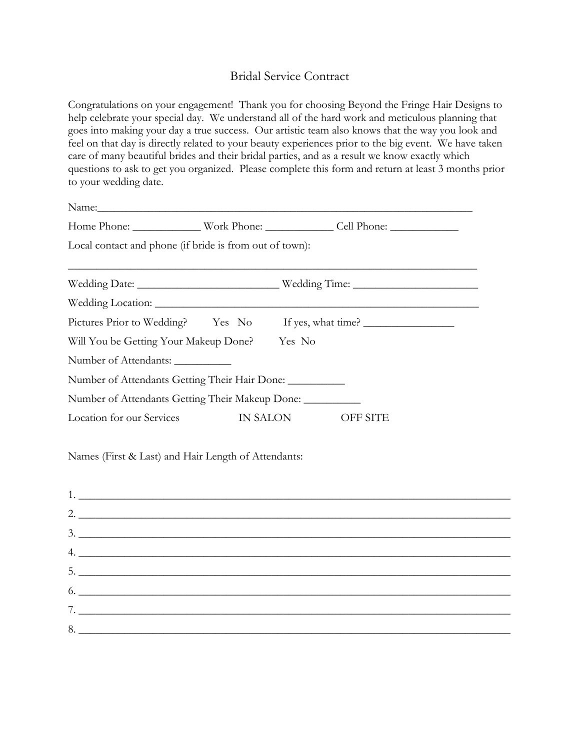# Bridal Service Contract

Congratulations on your engagement! Thank you for choosing Beyond the Fringe Hair Designs to help celebrate your special day. We understand all of the hard work and meticulous planning that goes into making your day a true success. Our artistic team also knows that the way you look and feel on that day is directly related to your beauty experiences prior to the big event. We have taken care of many beautiful brides and their bridal parties, and as a result we know exactly which questions to ask to get you organized. Please complete this form and return at least 3 months prior to your wedding date.

Name:_______________________________________________________________

Home Phone: ____________ Work Phone: ____________ Cell Phone: ____________

Local contact and phone (if bride is from out of town):

_____________________________________________________________________

Wedding Date: _________________________ Wedding Time: _____________________

Wedding Location: ___________________________________________________________

Pictures Prior to Wedding? Yes No If yes, what time? ________________

Will You be Getting Your Makeup Done? Yes No

Number of Attendants: __________

Number of Attendants Getting Their Hair Done: __________

Number of Attendants Getting Their Makeup Done: __________

Location for our Services IN SALON OFF SITE

Names (First & Last) and Hair Length of Attendants:

1. _____________________________________________________________________________
2. _____________________________________________________________________________
3. _____________________________________________________________________________
4. _____________________________________________________________________________
5. _____________________________________________________________________________
6. _____________________________________________________________________________
7. _____________________________________________________________________________
8. _____________________________________________________________________________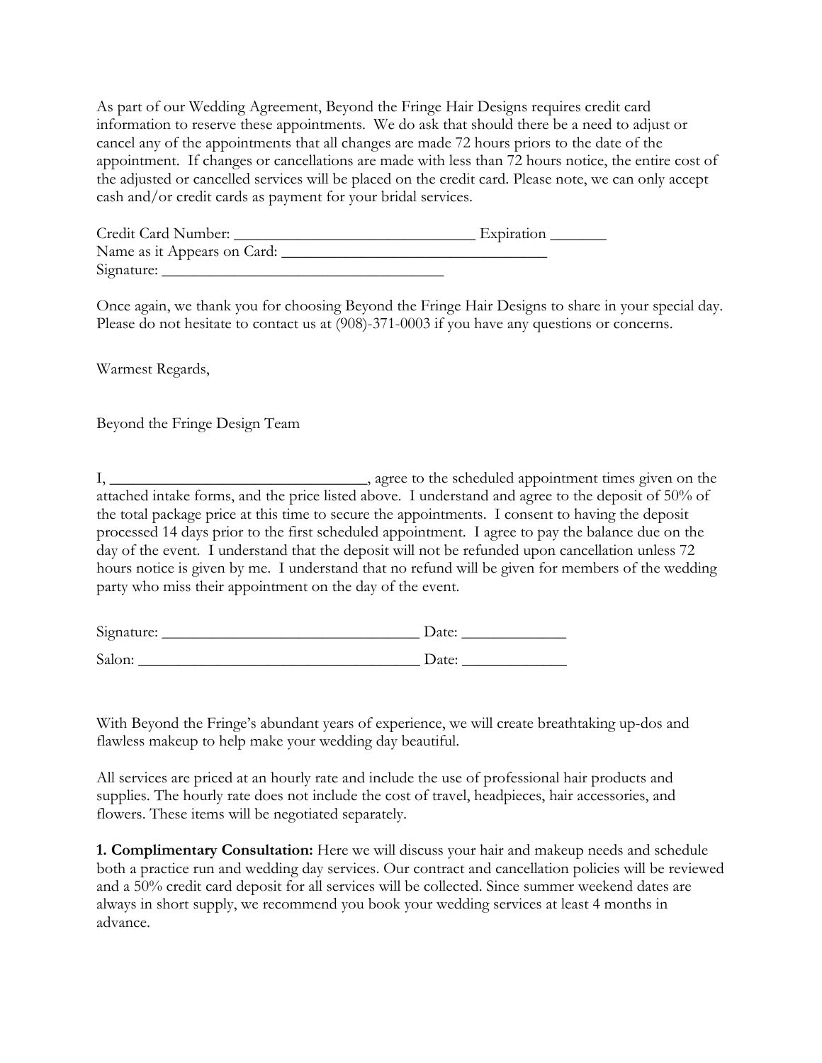As part of our Wedding Agreement, Beyond the Fringe Hair Designs requires credit card information to reserve these appointments. We do ask that should there be a need to adjust or cancel any of the appointments that all changes are made 72 hours priors to the date of the appointment. If changes or cancellations are made with less than 72 hours notice, the entire cost of the adjusted or cancelled services will be placed on the credit card. Please note, we can only accept cash and/or credit cards as payment for your bridal services.

Credit Card Number: ______________________________ Expiration _______
Name as it Appears on Card: _________________________________
Signature: ___________________________________

Once again, we thank you for choosing Beyond the Fringe Hair Designs to share in your special day. Please do not hesitate to contact us at (908)-371-0003 if you have any questions or concerns.

Warmest Regards,

Beyond the Fringe Design Team

I, ________________________________, agree to the scheduled appointment times given on the attached intake forms, and the price listed above. I understand and agree to the deposit of 50% of the total package price at this time to secure the appointments. I consent to having the deposit processed 14 days prior to the first scheduled appointment. I agree to pay the balance due on the day of the event. I understand that the deposit will not be refunded upon cancellation unless 72 hours notice is given by me. I understand that no refund will be given for members of the wedding party who miss their appointment on the day of the event.

Signature: ________________________________ Date: _____________

Salon: ___________________________________ Date: _____________

With Beyond the Fringe's abundant years of experience, we will create breathtaking up-dos and flawless makeup to help make your wedding day beautiful.

All services are priced at an hourly rate and include the use of professional hair products and supplies. The hourly rate does not include the cost of travel, headpieces, hair accessories, and flowers. These items will be negotiated separately.

**1. Complimentary Consultation:** Here we will discuss your hair and makeup needs and schedule both a practice run and wedding day services. Our contract and cancellation policies will be reviewed and a 50% credit card deposit for all services will be collected. Since summer weekend dates are always in short supply, we recommend you book your wedding services at least 4 months in advance.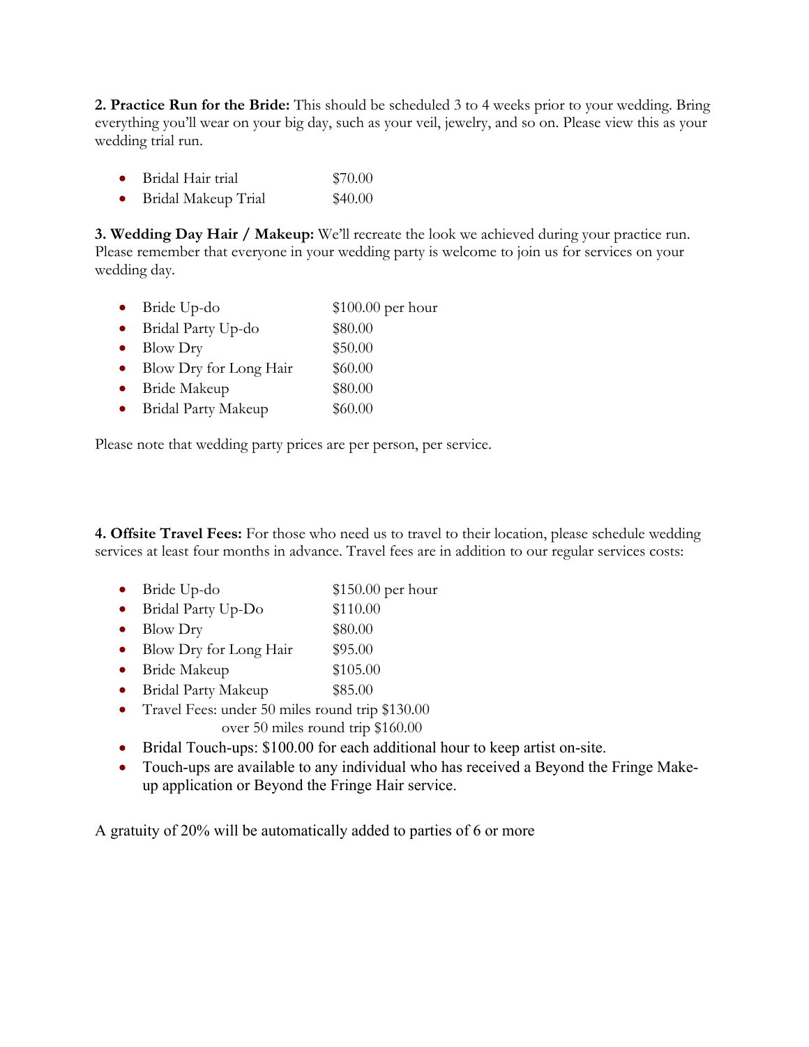**2. Practice Run for the Bride:** This should be scheduled 3 to 4 weeks prior to your wedding. Bring everything you'll wear on your big day, such as your veil, jewelry, and so on. Please view this as your wedding trial run.

- Bridal Hair trial $70.00
- Bridal Makeup Trial $40.00

**3. Wedding Day Hair / Makeup:** We'll recreate the look we achieved during your practice run. Please remember that everyone in your wedding party is welcome to join us for services on your wedding day.

- Bride Up-do $100.00 per hour
- Bridal Party Up-do $80.00
- Blow Dry $50.00
- Blow Dry for Long Hair $60.00
- Bride Makeup $80.00
- Bridal Party Makeup $60.00

Please note that wedding party prices are per person, per service.

**4. Offsite Travel Fees:** For those who need us to travel to their location, please schedule wedding services at least four months in advance. Travel fees are in addition to our regular services costs:

- Bride Up-do $150.00 per hour
- Bridal Party Up-Do $110.00
- Blow Dry $80.00
- Blow Dry for Long Hair $95.00
- Bride Makeup $105.00
- Bridal Party Makeup $85.00
- Travel Fees: under 50 miles round trip $130.00
  over 50 miles round trip $160.00
- Bridal Touch-ups: $100.00 for each additional hour to keep artist on-site.
- Touch-ups are available to any individual who has received a Beyond the Fringe Make-up application or Beyond the Fringe Hair service.

A gratuity of 20% will be automatically added to parties of 6 or more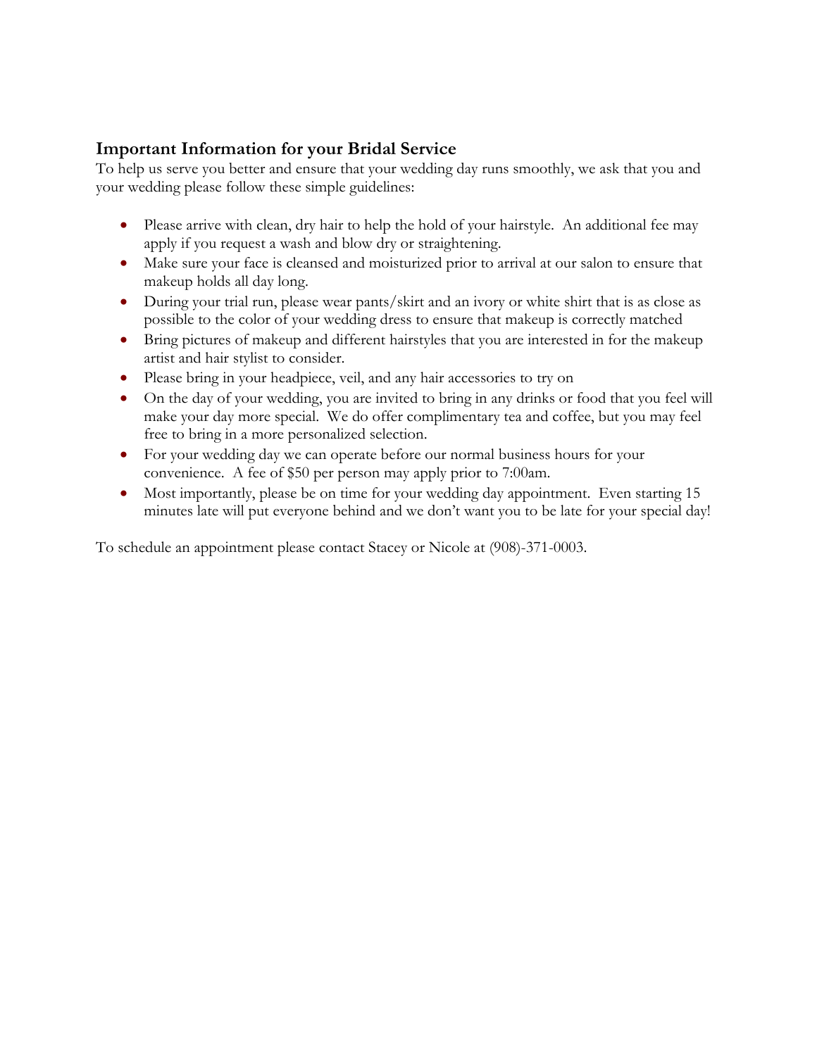## Important Information for your Bridal Service

To help us serve you better and ensure that your wedding day runs smoothly, we ask that you and your wedding please follow these simple guidelines:

- Please arrive with clean, dry hair to help the hold of your hairstyle. An additional fee may apply if you request a wash and blow dry or straightening.
- Make sure your face is cleansed and moisturized prior to arrival at our salon to ensure that makeup holds all day long.
- During your trial run, please wear pants/skirt and an ivory or white shirt that is as close as possible to the color of your wedding dress to ensure that makeup is correctly matched
- Bring pictures of makeup and different hairstyles that you are interested in for the makeup artist and hair stylist to consider.
- Please bring in your headpiece, veil, and any hair accessories to try on
- On the day of your wedding, you are invited to bring in any drinks or food that you feel will make your day more special. We do offer complimentary tea and coffee, but you may feel free to bring in a more personalized selection.
- For your wedding day we can operate before our normal business hours for your convenience. A fee of $50 per person may apply prior to 7:00am.
- Most importantly, please be on time for your wedding day appointment. Even starting 15 minutes late will put everyone behind and we don't want you to be late for your special day!

To schedule an appointment please contact Stacey or Nicole at (908)-371-0003.